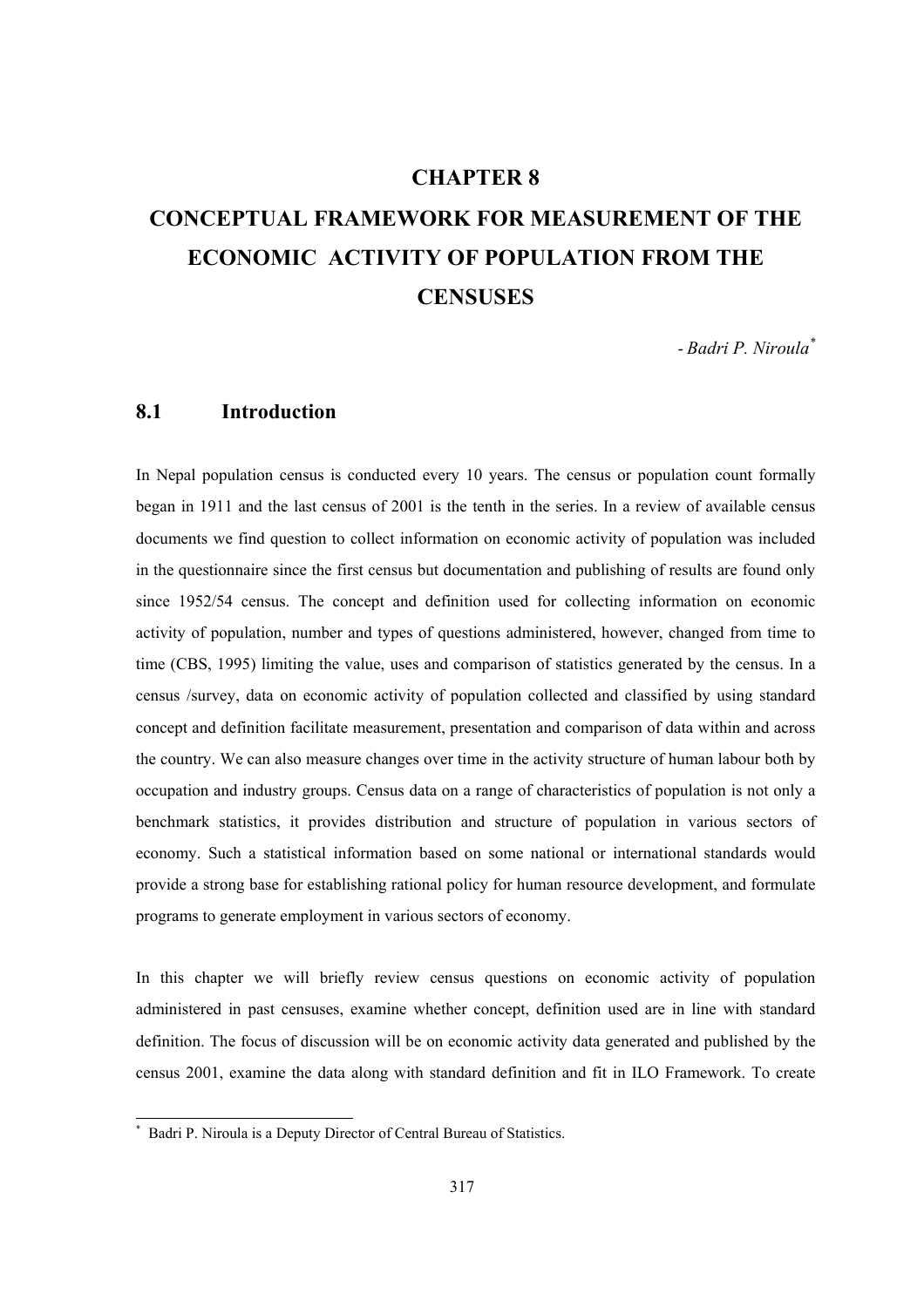# CHAPTER 8

# CONCEPTUAL FRAMEWORK FOR MEASUREMENT OF THE ECONOMIC ACTIVITY OF POPULATION FROM THE CENSUSES

*- Badri P. Niroula*[*]

## 8.1 Introduction

In Nepal population census is conducted every 10 years. The census or population count formally began in 1911 and the last census of 2001 is the tenth in the series. In a review of available census documents we find question to collect information on economic activity of population was included in the questionnaire since the first census but documentation and publishing of results are found only since 1952/54 census. The concept and definition used for collecting information on economic activity of population, number and types of questions administered, however, changed from time to time (CBS, 1995) limiting the value, uses and comparison of statistics generated by the census. In a census /survey, data on economic activity of population collected and classified by using standard concept and definition facilitate measurement, presentation and comparison of data within and across the country. We can also measure changes over time in the activity structure of human labour both by occupation and industry groups. Census data on a range of characteristics of population is not only a benchmark statistics, it provides distribution and structure of population in various sectors of economy. Such a statistical information based on some national or international standards would provide a strong base for establishing rational policy for human resource development, and formulate programs to generate employment in various sectors of economy.

In this chapter we will briefly review census questions on economic activity of population administered in past censuses, examine whether concept, definition used are in line with standard definition. The focus of discussion will be on economic activity data generated and published by the census 2001, examine the data along with standard definition and fit in ILO Framework. To create

---

[*] Badri P. Niroula is a Deputy Director of Central Bureau of Statistics.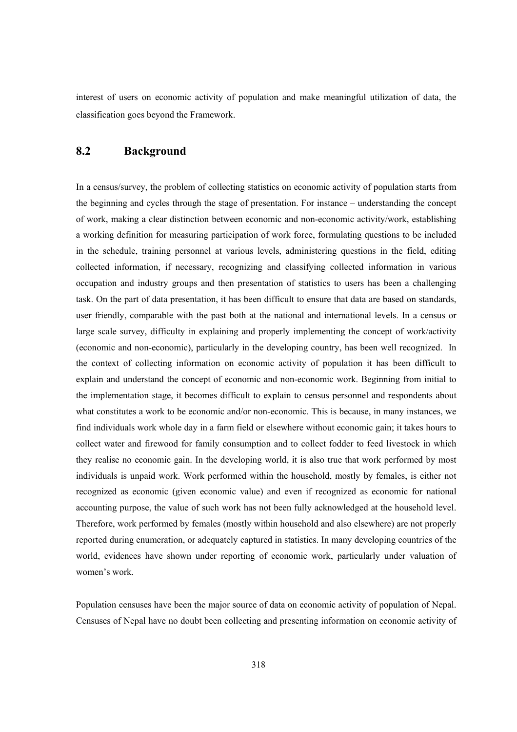interest of users on economic activity of population and make meaningful utilization of data, the classification goes beyond the Framework.

## 8.2 Background

In a census/survey, the problem of collecting statistics on economic activity of population starts from the beginning and cycles through the stage of presentation. For instance – understanding the concept of work, making a clear distinction between economic and non-economic activity/work, establishing a working definition for measuring participation of work force, formulating questions to be included in the schedule, training personnel at various levels, administering questions in the field, editing collected information, if necessary, recognizing and classifying collected information in various occupation and industry groups and then presentation of statistics to users has been a challenging task. On the part of data presentation, it has been difficult to ensure that data are based on standards, user friendly, comparable with the past both at the national and international levels. In a census or large scale survey, difficulty in explaining and properly implementing the concept of work/activity (economic and non-economic), particularly in the developing country, has been well recognized. In the context of collecting information on economic activity of population it has been difficult to explain and understand the concept of economic and non-economic work. Beginning from initial to the implementation stage, it becomes difficult to explain to census personnel and respondents about what constitutes a work to be economic and/or non-economic. This is because, in many instances, we find individuals work whole day in a farm field or elsewhere without economic gain; it takes hours to collect water and firewood for family consumption and to collect fodder to feed livestock in which they realise no economic gain. In the developing world, it is also true that work performed by most individuals is unpaid work. Work performed within the household, mostly by females, is either not recognized as economic (given economic value) and even if recognized as economic for national accounting purpose, the value of such work has not been fully acknowledged at the household level. Therefore, work performed by females (mostly within household and also elsewhere) are not properly reported during enumeration, or adequately captured in statistics. In many developing countries of the world, evidences have shown under reporting of economic work, particularly under valuation of women's work.

Population censuses have been the major source of data on economic activity of population of Nepal. Censuses of Nepal have no doubt been collecting and presenting information on economic activity of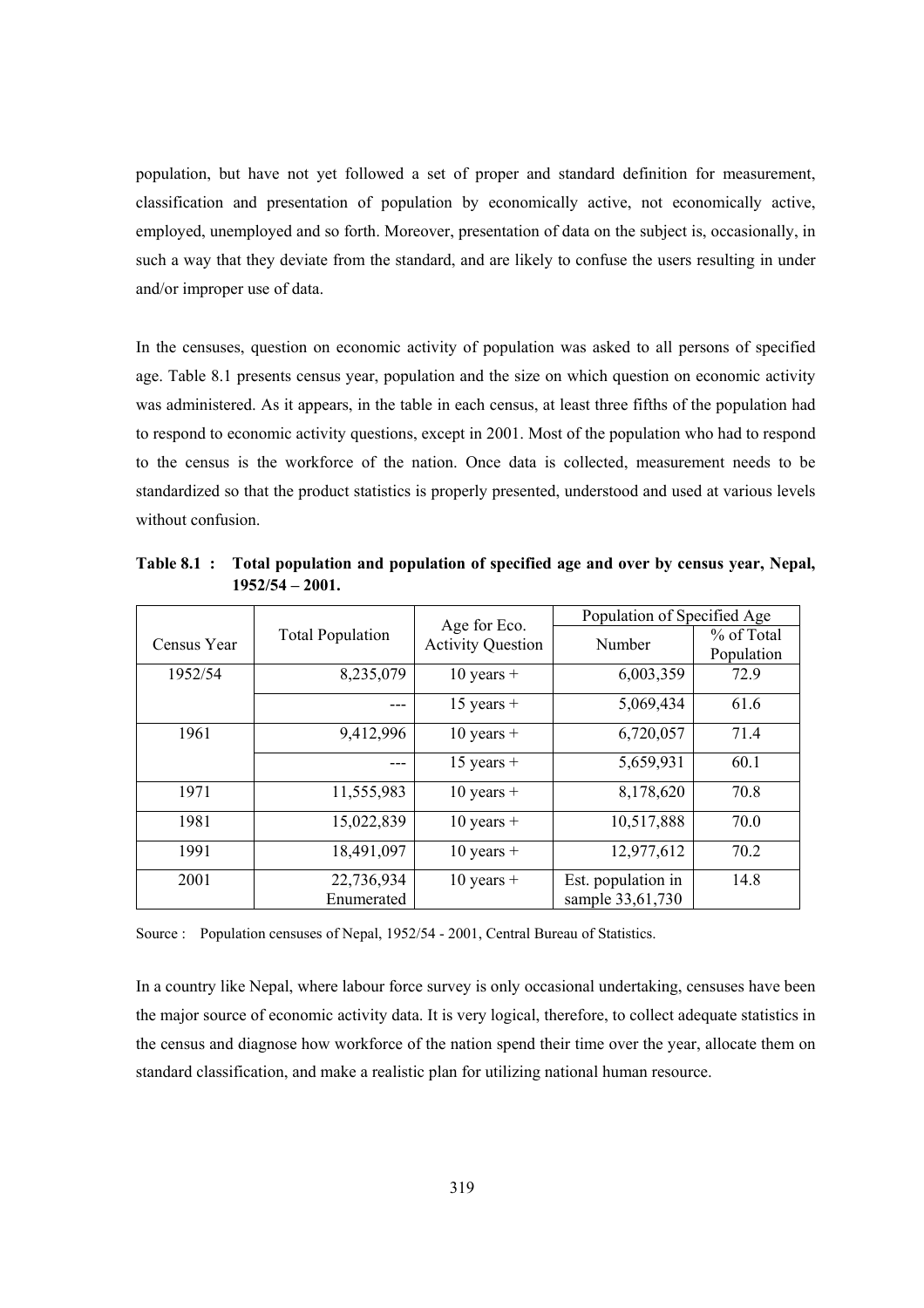population, but have not yet followed a set of proper and standard definition for measurement, classification and presentation of population by economically active, not economically active, employed, unemployed and so forth. Moreover, presentation of data on the subject is, occasionally, in such a way that they deviate from the standard, and are likely to confuse the users resulting in under and/or improper use of data.

In the censuses, question on economic activity of population was asked to all persons of specified age. Table 8.1 presents census year, population and the size on which question on economic activity was administered. As it appears, in the table in each census, at least three fifths of the population had to respond to economic activity questions, except in 2001. Most of the population who had to respond to the census is the workforce of the nation. Once data is collected, measurement needs to be standardized so that the product statistics is properly presented, understood and used at various levels without confusion.

**Table 8.1 : Total population and population of specified age and over by census year, Nepal, 1952/54 – 2001.**

| Census Year | Total Population | Age for Eco. Activity Question | Population of Specified Age | |
|---|---|---|---|---|
| | | | Number | % of Total Population |
| 1952/54 | 8,235,079 | 10 years + | 6,003,359 | 72.9 |
| | --- | 15 years + | 5,069,434 | 61.6 |
| 1961 | 9,412,996 | 10 years + | 6,720,057 | 71.4 |
| | --- | 15 years + | 5,659,931 | 60.1 |
| 1971 | 11,555,983 | 10 years + | 8,178,620 | 70.8 |
| 1981 | 15,022,839 | 10 years + | 10,517,888 | 70.0 |
| 1991 | 18,491,097 | 10 years + | 12,977,612 | 70.2 |
| 2001 | 22,736,934 Enumerated | 10 years + | Est. population in sample 33,61,730 | 14.8 |

Source : Population censuses of Nepal, 1952/54 - 2001, Central Bureau of Statistics.

In a country like Nepal, where labour force survey is only occasional undertaking, censuses have been the major source of economic activity data. It is very logical, therefore, to collect adequate statistics in the census and diagnose how workforce of the nation spend their time over the year, allocate them on standard classification, and make a realistic plan for utilizing national human resource.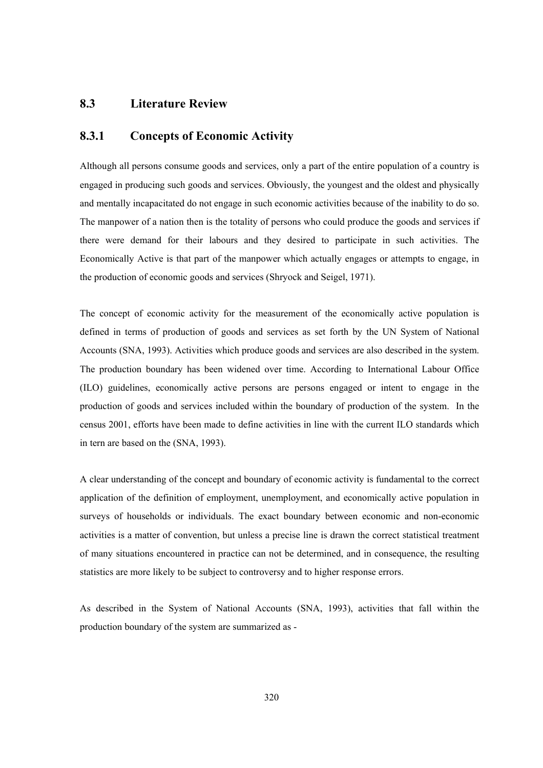## 8.3 Literature Review

### 8.3.1 Concepts of Economic Activity

Although all persons consume goods and services, only a part of the entire population of a country is engaged in producing such goods and services. Obviously, the youngest and the oldest and physically and mentally incapacitated do not engage in such economic activities because of the inability to do so. The manpower of a nation then is the totality of persons who could produce the goods and services if there were demand for their labours and they desired to participate in such activities. The Economically Active is that part of the manpower which actually engages or attempts to engage, in the production of economic goods and services (Shryock and Seigel, 1971).

The concept of economic activity for the measurement of the economically active population is defined in terms of production of goods and services as set forth by the UN System of National Accounts (SNA, 1993). Activities which produce goods and services are also described in the system. The production boundary has been widened over time. According to International Labour Office (ILO) guidelines, economically active persons are persons engaged or intent to engage in the production of goods and services included within the boundary of production of the system. In the census 2001, efforts have been made to define activities in line with the current ILO standards which in tern are based on the (SNA, 1993).

A clear understanding of the concept and boundary of economic activity is fundamental to the correct application of the definition of employment, unemployment, and economically active population in surveys of households or individuals. The exact boundary between economic and non-economic activities is a matter of convention, but unless a precise line is drawn the correct statistical treatment of many situations encountered in practice can not be determined, and in consequence, the resulting statistics are more likely to be subject to controversy and to higher response errors.

As described in the System of National Accounts (SNA, 1993), activities that fall within the production boundary of the system are summarized as -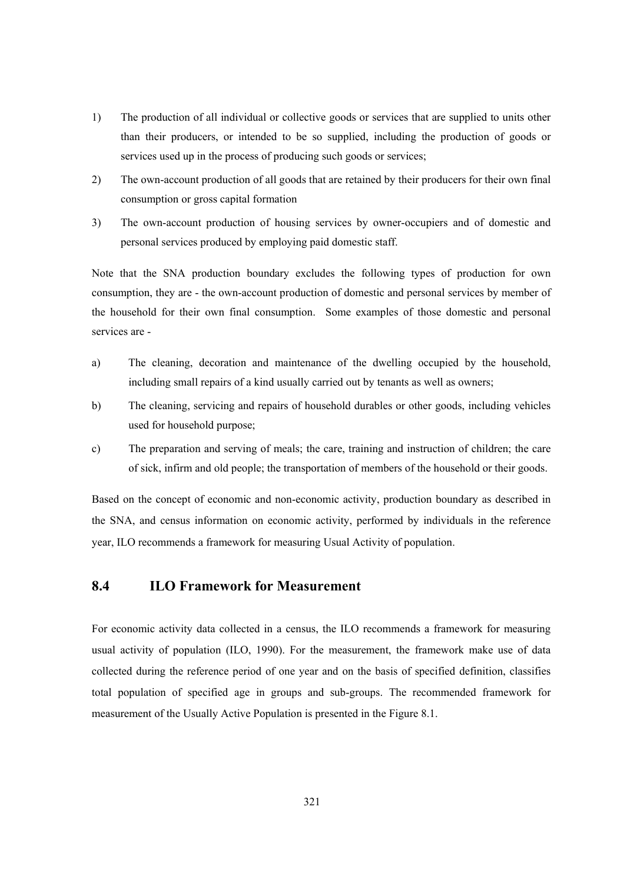1) The production of all individual or collective goods or services that are supplied to units other than their producers, or intended to be so supplied, including the production of goods or services used up in the process of producing such goods or services;

2) The own-account production of all goods that are retained by their producers for their own final consumption or gross capital formation

3) The own-account production of housing services by owner-occupiers and of domestic and personal services produced by employing paid domestic staff.

Note that the SNA production boundary excludes the following types of production for own consumption, they are - the own-account production of domestic and personal services by member of the household for their own final consumption. Some examples of those domestic and personal services are -

a) The cleaning, decoration and maintenance of the dwelling occupied by the household, including small repairs of a kind usually carried out by tenants as well as owners;

b) The cleaning, servicing and repairs of household durables or other goods, including vehicles used for household purpose;

c) The preparation and serving of meals; the care, training and instruction of children; the care of sick, infirm and old people; the transportation of members of the household or their goods.

Based on the concept of economic and non-economic activity, production boundary as described in the SNA, and census information on economic activity, performed by individuals in the reference year, ILO recommends a framework for measuring Usual Activity of population.

## 8.4 ILO Framework for Measurement

For economic activity data collected in a census, the ILO recommends a framework for measuring usual activity of population (ILO, 1990). For the measurement, the framework make use of data collected during the reference period of one year and on the basis of specified definition, classifies total population of specified age in groups and sub-groups. The recommended framework for measurement of the Usually Active Population is presented in the Figure 8.1.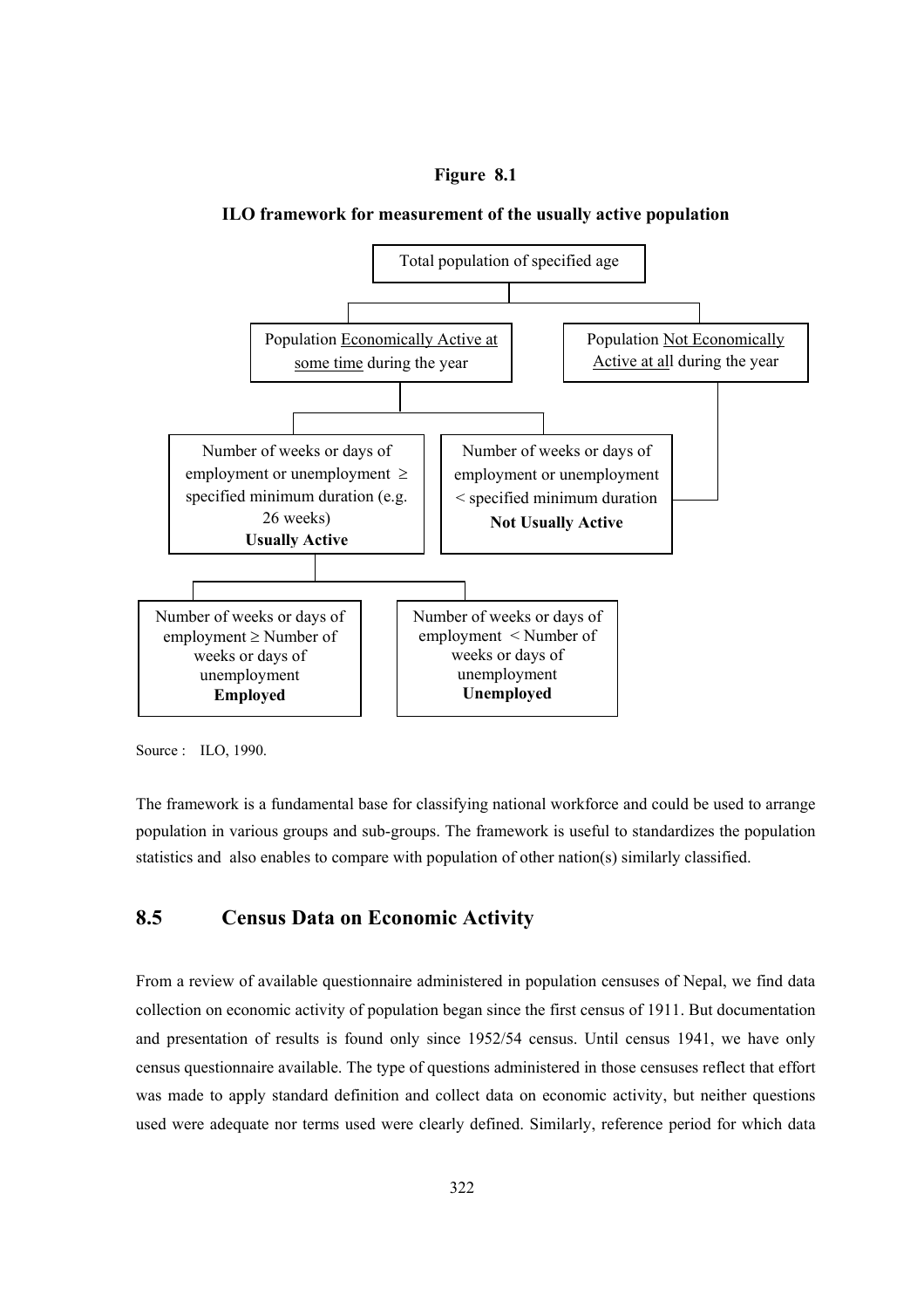**Figure 8.1**

**ILO framework for measurement of the usually active population**

- Total population of specified age
  - Population Economically Active at some time during the year
    - Number of weeks or days of employment or unemployment ≥ specified minimum duration (e.g. 26 weeks) **Usually Active**
      - Number of weeks or days of employment ≥ Number of weeks or days of unemployment **Employed**
      - Number of weeks or days of employment < Number of weeks or days of unemployment **Unemployed**
    - Number of weeks or days of employment or unemployment < specified minimum duration **Not Usually Active**
  - Population Not Economically Active at all during the year (linked to **Not Usually Active**)

Source : ILO, 1990.

The framework is a fundamental base for classifying national workforce and could be used to arrange population in various groups and sub-groups. The framework is useful to standardizes the population statistics and also enables to compare with population of other nation(s) similarly classified.

## 8.5 Census Data on Economic Activity

From a review of available questionnaire administered in population censuses of Nepal, we find data collection on economic activity of population began since the first census of 1911. But documentation and presentation of results is found only since 1952/54 census. Until census 1941, we have only census questionnaire available. The type of questions administered in those censuses reflect that effort was made to apply standard definition and collect data on economic activity, but neither questions used were adequate nor terms used were clearly defined. Similarly, reference period for which data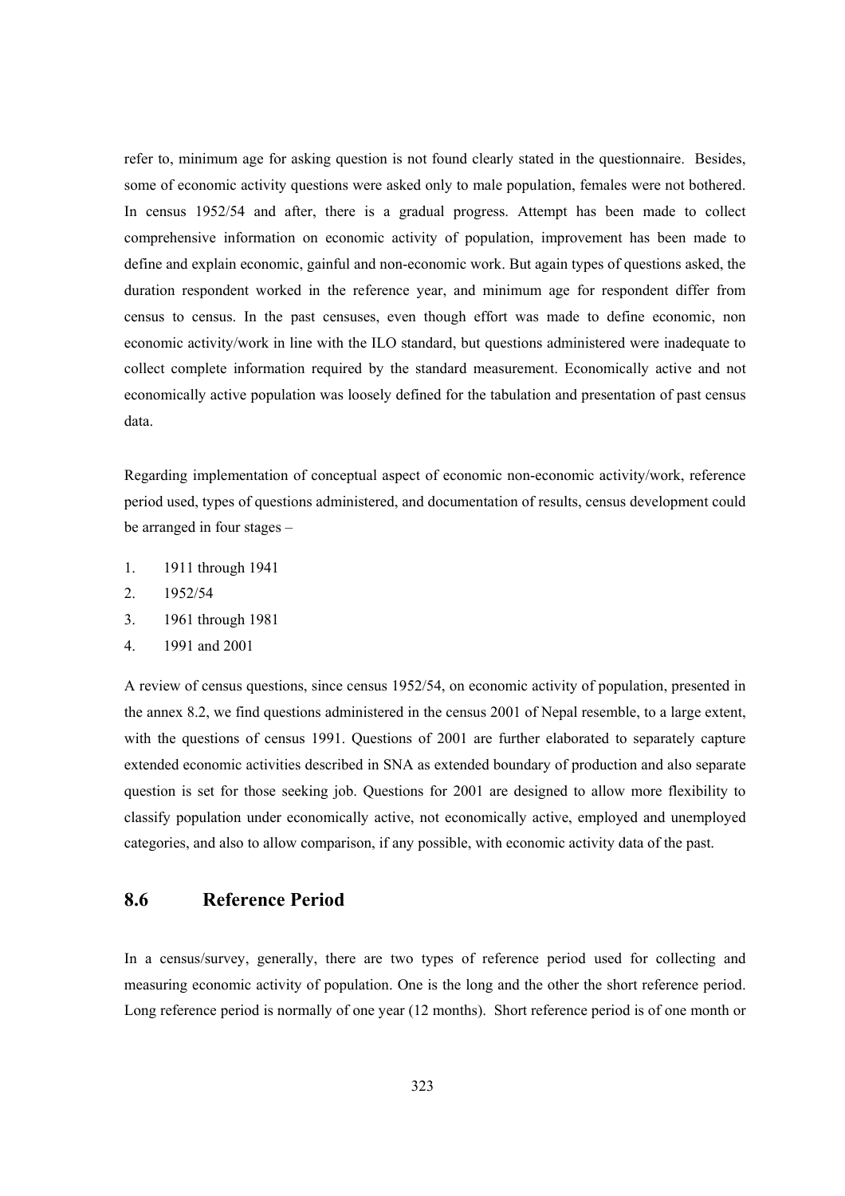refer to, minimum age for asking question is not found clearly stated in the questionnaire. Besides, some of economic activity questions were asked only to male population, females were not bothered. In census 1952/54 and after, there is a gradual progress. Attempt has been made to collect comprehensive information on economic activity of population, improvement has been made to define and explain economic, gainful and non-economic work. But again types of questions asked, the duration respondent worked in the reference year, and minimum age for respondent differ from census to census. In the past censuses, even though effort was made to define economic, non economic activity/work in line with the ILO standard, but questions administered were inadequate to collect complete information required by the standard measurement. Economically active and not economically active population was loosely defined for the tabulation and presentation of past census data.

Regarding implementation of conceptual aspect of economic non-economic activity/work, reference period used, types of questions administered, and documentation of results, census development could be arranged in four stages –

1. 1911 through 1941
2. 1952/54
3. 1961 through 1981
4. 1991 and 2001

A review of census questions, since census 1952/54, on economic activity of population, presented in the annex 8.2, we find questions administered in the census 2001 of Nepal resemble, to a large extent, with the questions of census 1991. Questions of 2001 are further elaborated to separately capture extended economic activities described in SNA as extended boundary of production and also separate question is set for those seeking job. Questions for 2001 are designed to allow more flexibility to classify population under economically active, not economically active, employed and unemployed categories, and also to allow comparison, if any possible, with economic activity data of the past.

## 8.6 Reference Period

In a census/survey, generally, there are two types of reference period used for collecting and measuring economic activity of population. One is the long and the other the short reference period. Long reference period is normally of one year (12 months). Short reference period is of one month or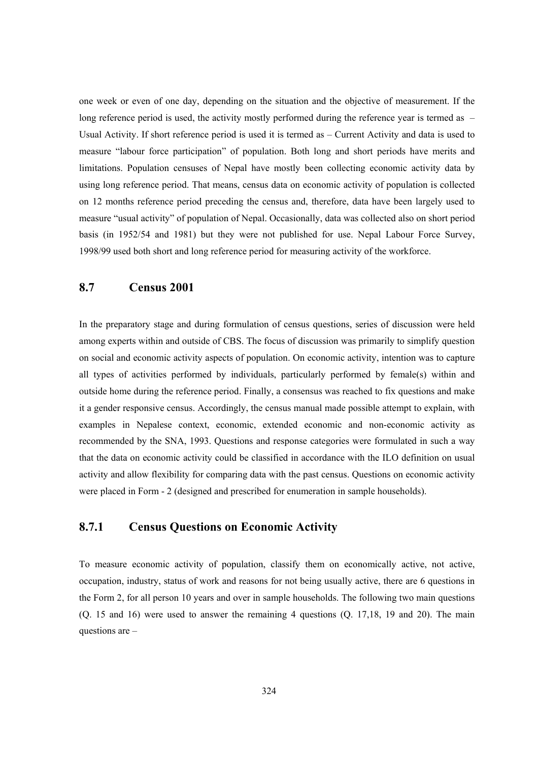one week or even of one day, depending on the situation and the objective of measurement. If the long reference period is used, the activity mostly performed during the reference year is termed as – Usual Activity. If short reference period is used it is termed as – Current Activity and data is used to measure "labour force participation" of population. Both long and short periods have merits and limitations. Population censuses of Nepal have mostly been collecting economic activity data by using long reference period. That means, census data on economic activity of population is collected on 12 months reference period preceding the census and, therefore, data have been largely used to measure "usual activity" of population of Nepal. Occasionally, data was collected also on short period basis (in 1952/54 and 1981) but they were not published for use. Nepal Labour Force Survey, 1998/99 used both short and long reference period for measuring activity of the workforce.

## 8.7 Census 2001

In the preparatory stage and during formulation of census questions, series of discussion were held among experts within and outside of CBS. The focus of discussion was primarily to simplify question on social and economic activity aspects of population. On economic activity, intention was to capture all types of activities performed by individuals, particularly performed by female(s) within and outside home during the reference period. Finally, a consensus was reached to fix questions and make it a gender responsive census. Accordingly, the census manual made possible attempt to explain, with examples in Nepalese context, economic, extended economic and non-economic activity as recommended by the SNA, 1993. Questions and response categories were formulated in such a way that the data on economic activity could be classified in accordance with the ILO definition on usual activity and allow flexibility for comparing data with the past census. Questions on economic activity were placed in Form - 2 (designed and prescribed for enumeration in sample households).

### 8.7.1 Census Questions on Economic Activity

To measure economic activity of population, classify them on economically active, not active, occupation, industry, status of work and reasons for not being usually active, there are 6 questions in the Form 2, for all person 10 years and over in sample households. The following two main questions (Q. 15 and 16) were used to answer the remaining 4 questions (Q. 17,18, 19 and 20). The main questions are –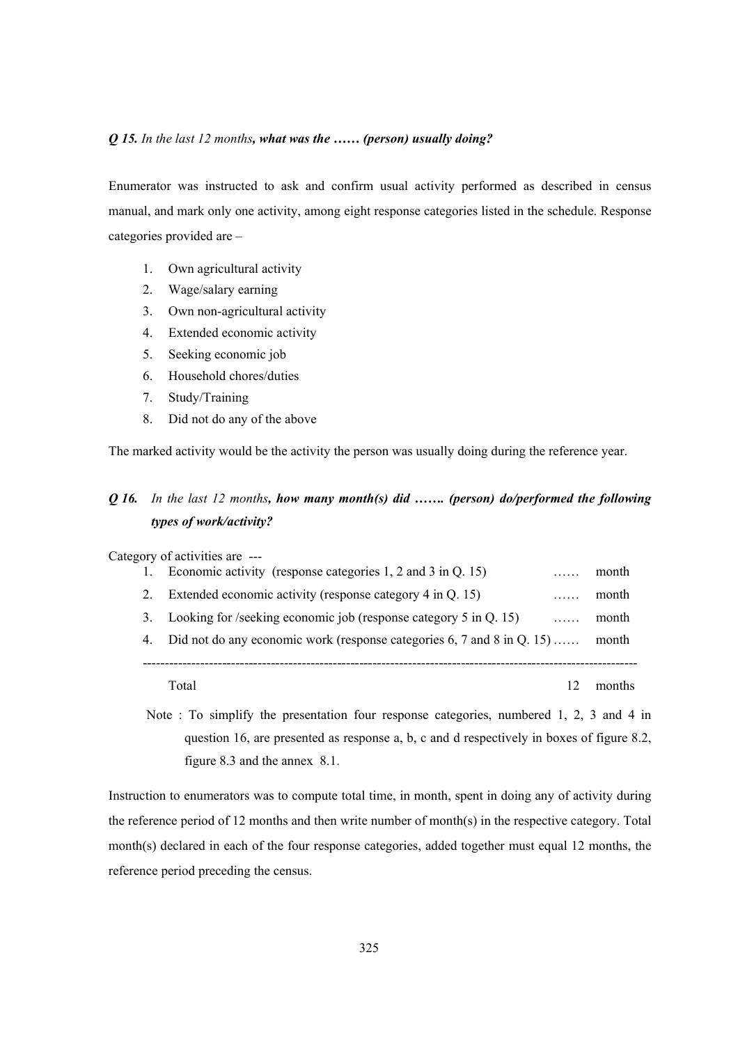***Q 15.** In the last 12 months, **what was the …… (person) usually doing?***

Enumerator was instructed to ask and confirm usual activity performed as described in census manual, and mark only one activity, among eight response categories listed in the schedule. Response categories provided are –

1. Own agricultural activity
2. Wage/salary earning
3. Own non-agricultural activity
4. Extended economic activity
5. Seeking economic job
6. Household chores/duties
7. Study/Training
8. Did not do any of the above

The marked activity would be the activity the person was usually doing during the reference year.

***Q 16.** In the last 12 months, **how many month(s) did ……. (person) do/performed the following types of work/activity?***

Category of activities are ---

| | | | |
|---|---|---|---|
| 1. | Economic activity (response categories 1, 2 and 3 in Q. 15) | …… | month |
| 2. | Extended economic activity (response category 4 in Q. 15) | …… | month |
| 3. | Looking for /seeking economic job (response category 5 in Q. 15) | …… | month |
| 4. | Did not do any economic work (response categories 6, 7 and 8 in Q. 15) | …… | month |
| | Total | 12 | months |

Note : To simplify the presentation four response categories, numbered 1, 2, 3 and 4 in question 16, are presented as response a, b, c and d respectively in boxes of figure 8.2, figure 8.3 and the annex 8.1.

Instruction to enumerators was to compute total time, in month, spent in doing any of activity during the reference period of 12 months and then write number of month(s) in the respective category. Total month(s) declared in each of the four response categories, added together must equal 12 months, the reference period preceding the census.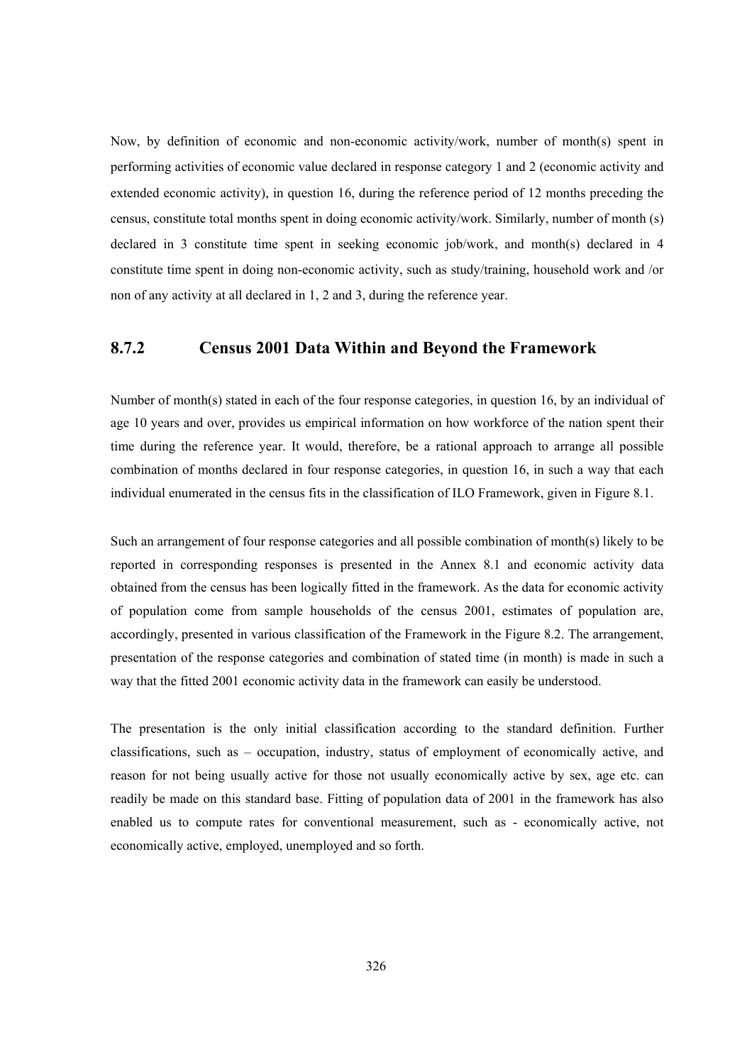Now, by definition of economic and non-economic activity/work, number of month(s) spent in performing activities of economic value declared in response category 1 and 2 (economic activity and extended economic activity), in question 16, during the reference period of 12 months preceding the census, constitute total months spent in doing economic activity/work. Similarly, number of month (s) declared in 3 constitute time spent in seeking economic job/work, and month(s) declared in 4 constitute time spent in doing non-economic activity, such as study/training, household work and /or non of any activity at all declared in 1, 2 and 3, during the reference year.

### 8.7.2 Census 2001 Data Within and Beyond the Framework

Number of month(s) stated in each of the four response categories, in question 16, by an individual of age 10 years and over, provides us empirical information on how workforce of the nation spent their time during the reference year. It would, therefore, be a rational approach to arrange all possible combination of months declared in four response categories, in question 16, in such a way that each individual enumerated in the census fits in the classification of ILO Framework, given in Figure 8.1.

Such an arrangement of four response categories and all possible combination of month(s) likely to be reported in corresponding responses is presented in the Annex 8.1 and economic activity data obtained from the census has been logically fitted in the framework. As the data for economic activity of population come from sample households of the census 2001, estimates of population are, accordingly, presented in various classification of the Framework in the Figure 8.2. The arrangement, presentation of the response categories and combination of stated time (in month) is made in such a way that the fitted 2001 economic activity data in the framework can easily be understood.

The presentation is the only initial classification according to the standard definition. Further classifications, such as – occupation, industry, status of employment of economically active, and reason for not being usually active for those not usually economically active by sex, age etc. can readily be made on this standard base. Fitting of population data of 2001 in the framework has also enabled us to compute rates for conventional measurement, such as - economically active, not economically active, employed, unemployed and so forth.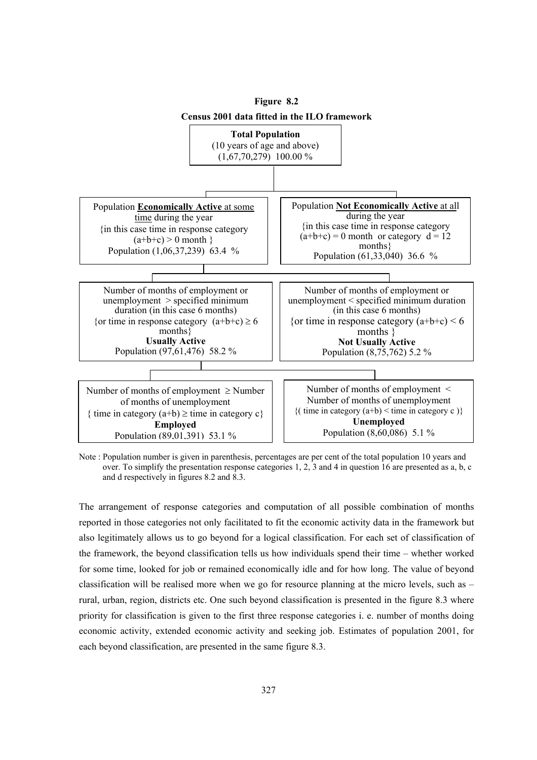**Figure 8.2**

**Census 2001 data fitted in the ILO framework**

**Total Population**
(10 years of age and above)
(1,67,70,279) 100.00 %

Population **Economically Active** at some time during the year
{in this case time in response category $(a+b+c) > 0$ month }
Population (1,06,37,239) 63.4 %

Population **Not Economically Active** at all during the year
{in this case time in response category $(a+b+c) = 0$ month or category $d = 12$ months}
Population (61,33,040) 36.6 %

Number of months of employment or unemployment > specified minimum duration (in this case 6 months)
{or time in response category $(a+b+c) \geq 6$ months}
**Usually Active**
Population (97,61,476) 58.2 %

Number of months of employment or unemployment < specified minimum duration (in this case 6 months)
{or time in response category $(a+b+c) < 6$ months }
**Not Usually Active**
Population (8,75,762) 5.2 %

Number of months of employment ≥ Number of months of unemployment
{ time in category $(a+b) \geq$ time in category c}
**Employed**
Population (89,01,391) 53.1 %

Number of months of employment < Number of months of unemployment
{( time in category $(a+b) <$ time in category c )}
**Unemployed**
Population (8,60,086) 5.1 %

Note : Population number is given in parenthesis, percentages are per cent of the total population 10 years and over. To simplify the presentation response categories 1, 2, 3 and 4 in question 16 are presented as a, b, c and d respectively in figures 8.2 and 8.3.

The arrangement of response categories and computation of all possible combination of months reported in those categories not only facilitated to fit the economic activity data in the framework but also legitimately allows us to go beyond for a logical classification. For each set of classification of the framework, the beyond classification tells us how individuals spend their time – whether worked for some time, looked for job or remained economically idle and for how long. The value of beyond classification will be realised more when we go for resource planning at the micro levels, such as – rural, urban, region, districts etc. One such beyond classification is presented in the figure 8.3 where priority for classification is given to the first three response categories i. e. number of months doing economic activity, extended economic activity and seeking job. Estimates of population 2001, for each beyond classification, are presented in the same figure 8.3.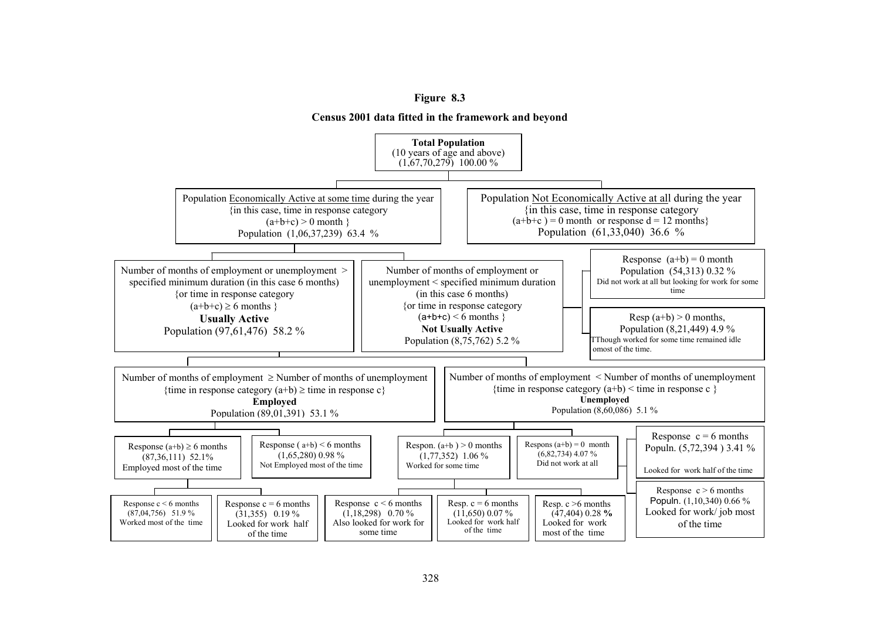**Figure 8.3**

**Census 2001 data fitted in the framework and beyond**

**Total Population**
(10 years of age and above)
(1,67,70,279) 100.00 %

- Population Economically Active at some time during the year {in this case, time in response category $(a+b+c) > 0$ month } Population (1,06,37,239) 63.4 %
  - Number of months of employment or unemployment > specified minimum duration (in this case 6 months) {or time in response category $(a+b+c) \geq 6$ months } **Usually Active** Population (97,61,476) 58.2 %
    - Number of months of employment ≥ Number of months of unemployment {time in response category $(a+b) \geq$ time in response c} **Employed** Population (89,01,391) 53.1 %
      - Response $(a+b) \geq 6$ months (87,36,111) 52.1% Employed most of the time
        - Response $c < 6$ months (87,04,756) 51.9 % Worked most of the time
        - Response $c = 6$ months (31,355) 0.19 % Looked for work half of the time
      - Response $(a+b) < 6$ months (1,65,280) 0.98 % Not Employed most of the time
    - Number of months of employment < Number of months of unemployment {time in response category $(a+b) <$ time in response c } **Unemployed** Population (8,60,086) 5.1 %
      - Respon. $(a+b) > 0$ months (1,77,352) 1.06 % Worked for some time
        - Response $c < 6$ months (1,18,298) 0.70 % Also looked for work for some time
        - Resp. $c = 6$ months (11,650) 0.07 % Looked for work half of the time
        - Resp. $c > 6$ months (47,404) 0.28 % Looked for work most of the time
      - Respons $(a+b) = 0$ month (6,82,734) 4.07 % Did not work at all
        - Response $c = 6$ months Populn. (5,72,394 ) 3.41 % Looked for work half of the time
        - Response $c > 6$ months Populn. (1,10,340) 0.66 % Looked for work/ job most of the time
  - Number of months of employment or unemployment < specified minimum duration (in this case 6 months) {or time in response category $(a+b+c) < 6$ months } **Not Usually Active** Population (8,75,762) 5.2 %
    - Response $(a+b) = 0$ month Population (54,313) 0.32 % Did not work at all but looking for work for some time
    - Resp $(a+b) > 0$ months, Population (8,21,449) 4.9 % TThough worked for some time remained idle omost of the time.
- Population Not Economically Active at all during the year {in this case, time in response category $(a+b+c) = 0$ month or response $d = 12$ months} Population (61,33,040) 36.6 %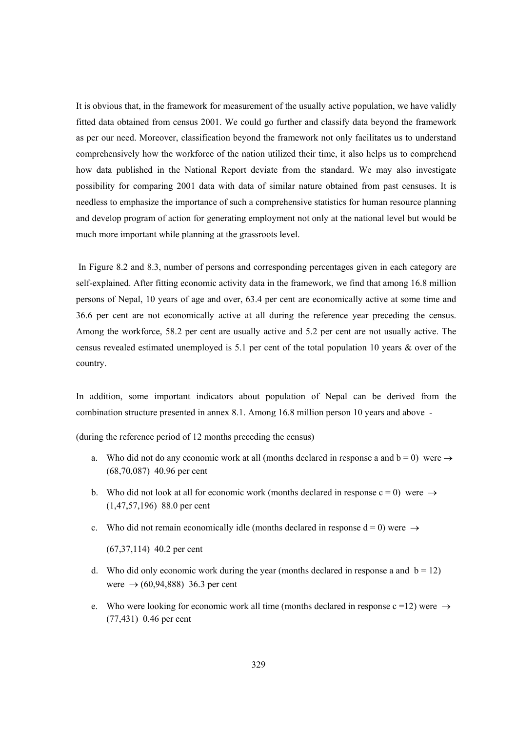It is obvious that, in the framework for measurement of the usually active population, we have validly fitted data obtained from census 2001. We could go further and classify data beyond the framework as per our need. Moreover, classification beyond the framework not only facilitates us to understand comprehensively how the workforce of the nation utilized their time, it also helps us to comprehend how data published in the National Report deviate from the standard. We may also investigate possibility for comparing 2001 data with data of similar nature obtained from past censuses. It is needless to emphasize the importance of such a comprehensive statistics for human resource planning and develop program of action for generating employment not only at the national level but would be much more important while planning at the grassroots level.

In Figure 8.2 and 8.3, number of persons and corresponding percentages given in each category are self-explained. After fitting economic activity data in the framework, we find that among 16.8 million persons of Nepal, 10 years of age and over, 63.4 per cent are economically active at some time and 36.6 per cent are not economically active at all during the reference year preceding the census. Among the workforce, 58.2 per cent are usually active and 5.2 per cent are not usually active. The census revealed estimated unemployed is 5.1 per cent of the total population 10 years & over of the country.

In addition, some important indicators about population of Nepal can be derived from the combination structure presented in annex 8.1. Among 16.8 million person 10 years and above -

(during the reference period of 12 months preceding the census)

a. Who did not do any economic work at all (months declared in response a and b = 0) were → (68,70,087) 40.96 per cent

b. Who did not look at all for economic work (months declared in response c = 0) were → (1,47,57,196) 88.0 per cent

c. Who did not remain economically idle (months declared in response d = 0) were →

   (67,37,114) 40.2 per cent

d. Who did only economic work during the year (months declared in response a and b = 12) were → (60,94,888) 36.3 per cent

e. Who were looking for economic work all time (months declared in response c =12) were → (77,431) 0.46 per cent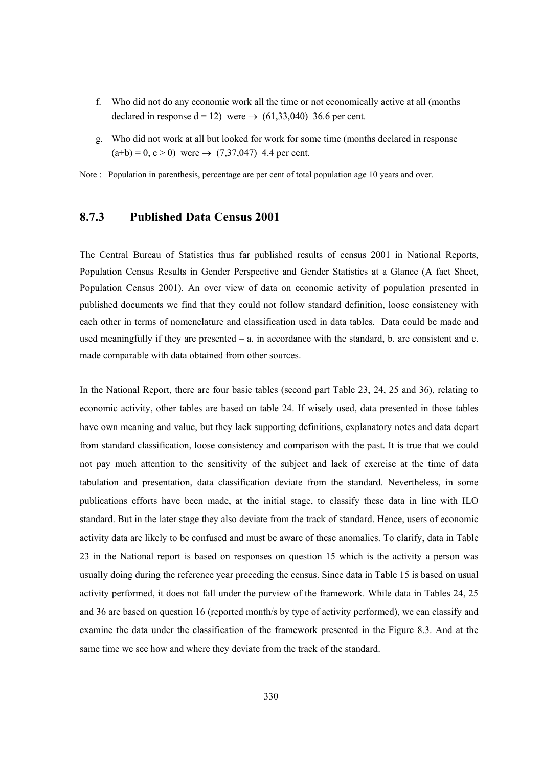f. Who did not do any economic work all the time or not economically active at all (months declared in response $d = 12$) were $\rightarrow$ (61,33,040) 36.6 per cent.

g. Who did not work at all but looked for work for some time (months declared in response $(a+b) = 0$, $c > 0$) were $\rightarrow$ (7,37,047) 4.4 per cent.

Note : Population in parenthesis, percentage are per cent of total population age 10 years and over.

### 8.7.3 Published Data Census 2001

The Central Bureau of Statistics thus far published results of census 2001 in National Reports, Population Census Results in Gender Perspective and Gender Statistics at a Glance (A fact Sheet, Population Census 2001). An over view of data on economic activity of population presented in published documents we find that they could not follow standard definition, loose consistency with each other in terms of nomenclature and classification used in data tables. Data could be made and used meaningfully if they are presented – a. in accordance with the standard, b. are consistent and c. made comparable with data obtained from other sources.

In the National Report, there are four basic tables (second part Table 23, 24, 25 and 36), relating to economic activity, other tables are based on table 24. If wisely used, data presented in those tables have own meaning and value, but they lack supporting definitions, explanatory notes and data depart from standard classification, loose consistency and comparison with the past. It is true that we could not pay much attention to the sensitivity of the subject and lack of exercise at the time of data tabulation and presentation, data classification deviate from the standard. Nevertheless, in some publications efforts have been made, at the initial stage, to classify these data in line with ILO standard. But in the later stage they also deviate from the track of standard. Hence, users of economic activity data are likely to be confused and must be aware of these anomalies. To clarify, data in Table 23 in the National report is based on responses on question 15 which is the activity a person was usually doing during the reference year preceding the census. Since data in Table 15 is based on usual activity performed, it does not fall under the purview of the framework. While data in Tables 24, 25 and 36 are based on question 16 (reported month/s by type of activity performed), we can classify and examine the data under the classification of the framework presented in the Figure 8.3. And at the same time we see how and where they deviate from the track of the standard.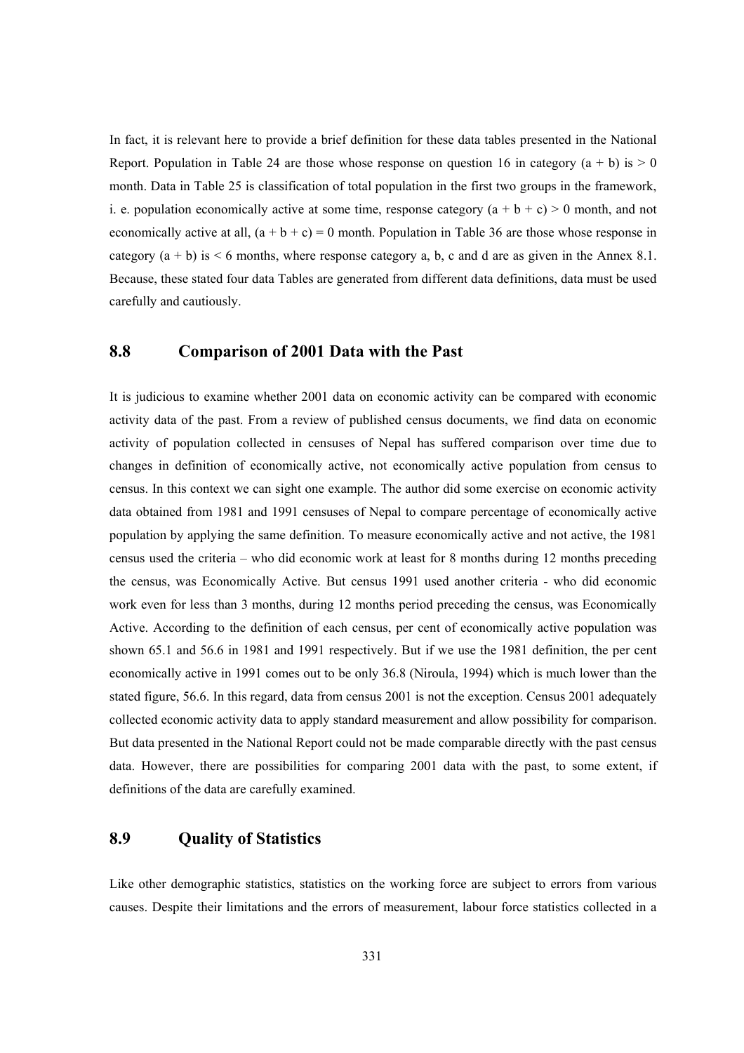In fact, it is relevant here to provide a brief definition for these data tables presented in the National Report. Population in Table 24 are those whose response on question 16 in category (a + b) is > 0 month. Data in Table 25 is classification of total population in the first two groups in the framework, i. e. population economically active at some time, response category (a + b + c) > 0 month, and not economically active at all, (a + b + c) = 0 month. Population in Table 36 are those whose response in category (a + b) is < 6 months, where response category a, b, c and d are as given in the Annex 8.1. Because, these stated four data Tables are generated from different data definitions, data must be used carefully and cautiously.

## 8.8 Comparison of 2001 Data with the Past

It is judicious to examine whether 2001 data on economic activity can be compared with economic activity data of the past. From a review of published census documents, we find data on economic activity of population collected in censuses of Nepal has suffered comparison over time due to changes in definition of economically active, not economically active population from census to census. In this context we can sight one example. The author did some exercise on economic activity data obtained from 1981 and 1991 censuses of Nepal to compare percentage of economically active population by applying the same definition. To measure economically active and not active, the 1981 census used the criteria – who did economic work at least for 8 months during 12 months preceding the census, was Economically Active. But census 1991 used another criteria - who did economic work even for less than 3 months, during 12 months period preceding the census, was Economically Active. According to the definition of each census, per cent of economically active population was shown 65.1 and 56.6 in 1981 and 1991 respectively. But if we use the 1981 definition, the per cent economically active in 1991 comes out to be only 36.8 (Niroula, 1994) which is much lower than the stated figure, 56.6. In this regard, data from census 2001 is not the exception. Census 2001 adequately collected economic activity data to apply standard measurement and allow possibility for comparison. But data presented in the National Report could not be made comparable directly with the past census data. However, there are possibilities for comparing 2001 data with the past, to some extent, if definitions of the data are carefully examined.

## 8.9 Quality of Statistics

Like other demographic statistics, statistics on the working force are subject to errors from various causes. Despite their limitations and the errors of measurement, labour force statistics collected in a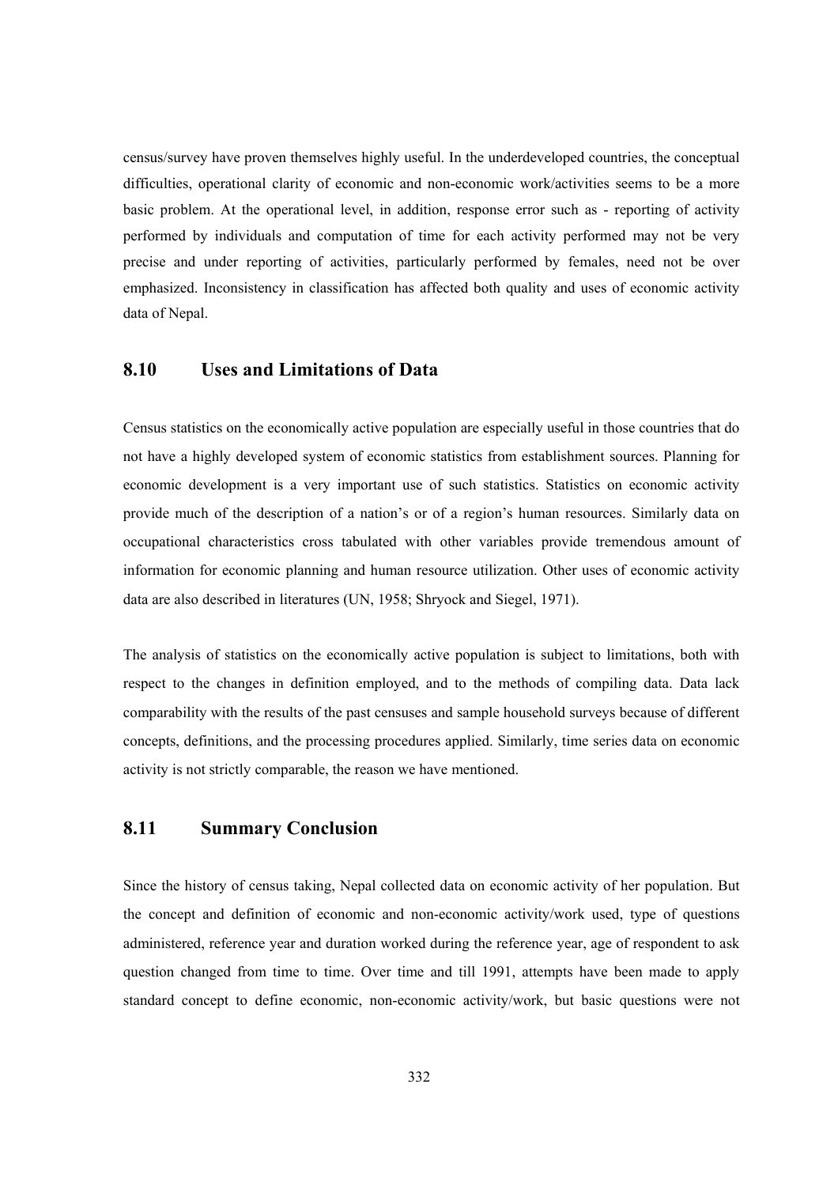census/survey have proven themselves highly useful. In the underdeveloped countries, the conceptual difficulties, operational clarity of economic and non-economic work/activities seems to be a more basic problem. At the operational level, in addition, response error such as - reporting of activity performed by individuals and computation of time for each activity performed may not be very precise and under reporting of activities, particularly performed by females, need not be over emphasized. Inconsistency in classification has affected both quality and uses of economic activity data of Nepal.

## 8.10 Uses and Limitations of Data

Census statistics on the economically active population are especially useful in those countries that do not have a highly developed system of economic statistics from establishment sources. Planning for economic development is a very important use of such statistics. Statistics on economic activity provide much of the description of a nation's or of a region's human resources. Similarly data on occupational characteristics cross tabulated with other variables provide tremendous amount of information for economic planning and human resource utilization. Other uses of economic activity data are also described in literatures (UN, 1958; Shryock and Siegel, 1971).

The analysis of statistics on the economically active population is subject to limitations, both with respect to the changes in definition employed, and to the methods of compiling data. Data lack comparability with the results of the past censuses and sample household surveys because of different concepts, definitions, and the processing procedures applied. Similarly, time series data on economic activity is not strictly comparable, the reason we have mentioned.

## 8.11 Summary Conclusion

Since the history of census taking, Nepal collected data on economic activity of her population. But the concept and definition of economic and non-economic activity/work used, type of questions administered, reference year and duration worked during the reference year, age of respondent to ask question changed from time to time. Over time and till 1991, attempts have been made to apply standard concept to define economic, non-economic activity/work, but basic questions were not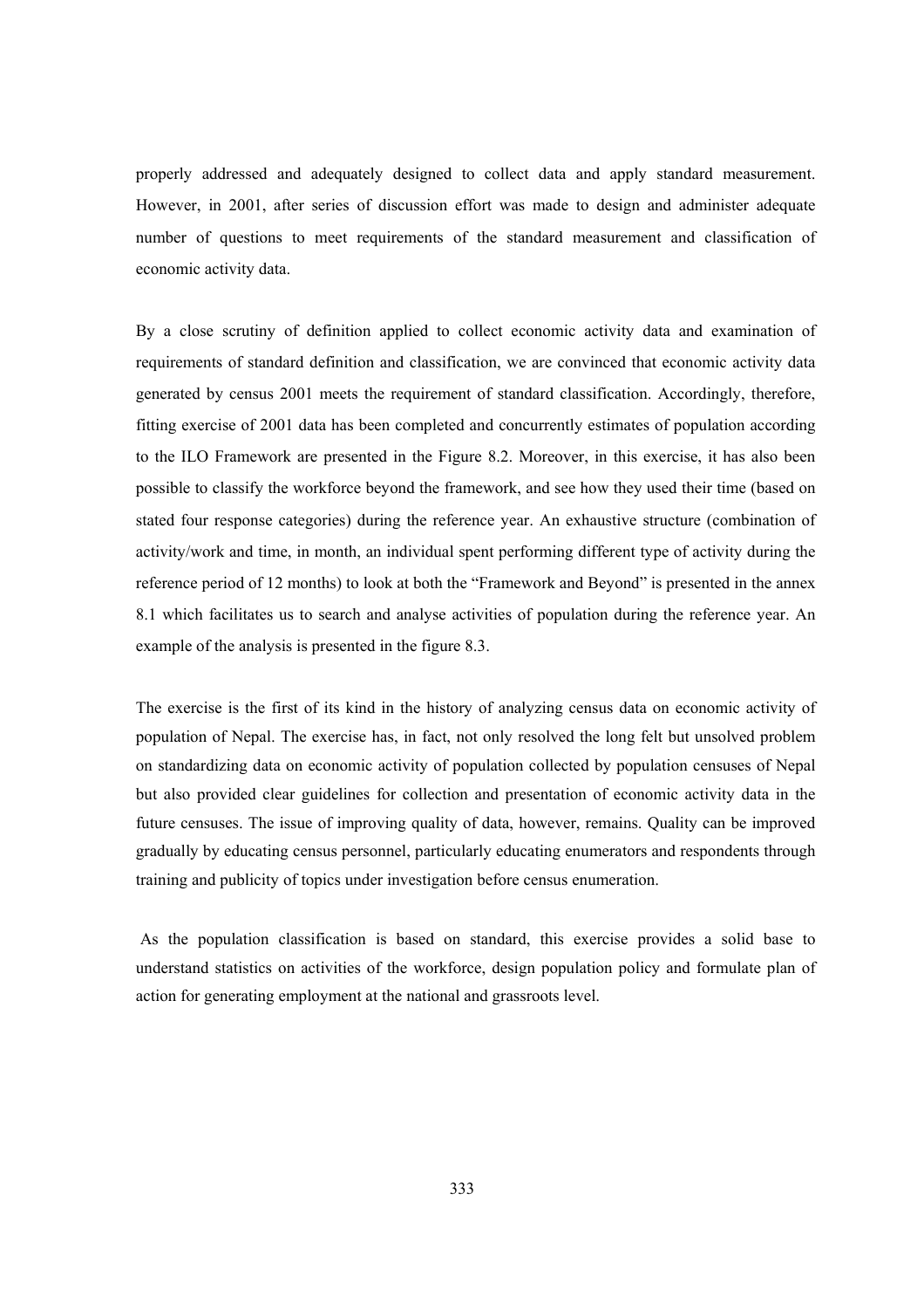properly addressed and adequately designed to collect data and apply standard measurement. However, in 2001, after series of discussion effort was made to design and administer adequate number of questions to meet requirements of the standard measurement and classification of economic activity data.

By a close scrutiny of definition applied to collect economic activity data and examination of requirements of standard definition and classification, we are convinced that economic activity data generated by census 2001 meets the requirement of standard classification. Accordingly, therefore, fitting exercise of 2001 data has been completed and concurrently estimates of population according to the ILO Framework are presented in the Figure 8.2. Moreover, in this exercise, it has also been possible to classify the workforce beyond the framework, and see how they used their time (based on stated four response categories) during the reference year. An exhaustive structure (combination of activity/work and time, in month, an individual spent performing different type of activity during the reference period of 12 months) to look at both the "Framework and Beyond" is presented in the annex 8.1 which facilitates us to search and analyse activities of population during the reference year. An example of the analysis is presented in the figure 8.3.

The exercise is the first of its kind in the history of analyzing census data on economic activity of population of Nepal. The exercise has, in fact, not only resolved the long felt but unsolved problem on standardizing data on economic activity of population collected by population censuses of Nepal but also provided clear guidelines for collection and presentation of economic activity data in the future censuses. The issue of improving quality of data, however, remains. Quality can be improved gradually by educating census personnel, particularly educating enumerators and respondents through training and publicity of topics under investigation before census enumeration.

As the population classification is based on standard, this exercise provides a solid base to understand statistics on activities of the workforce, design population policy and formulate plan of action for generating employment at the national and grassroots level.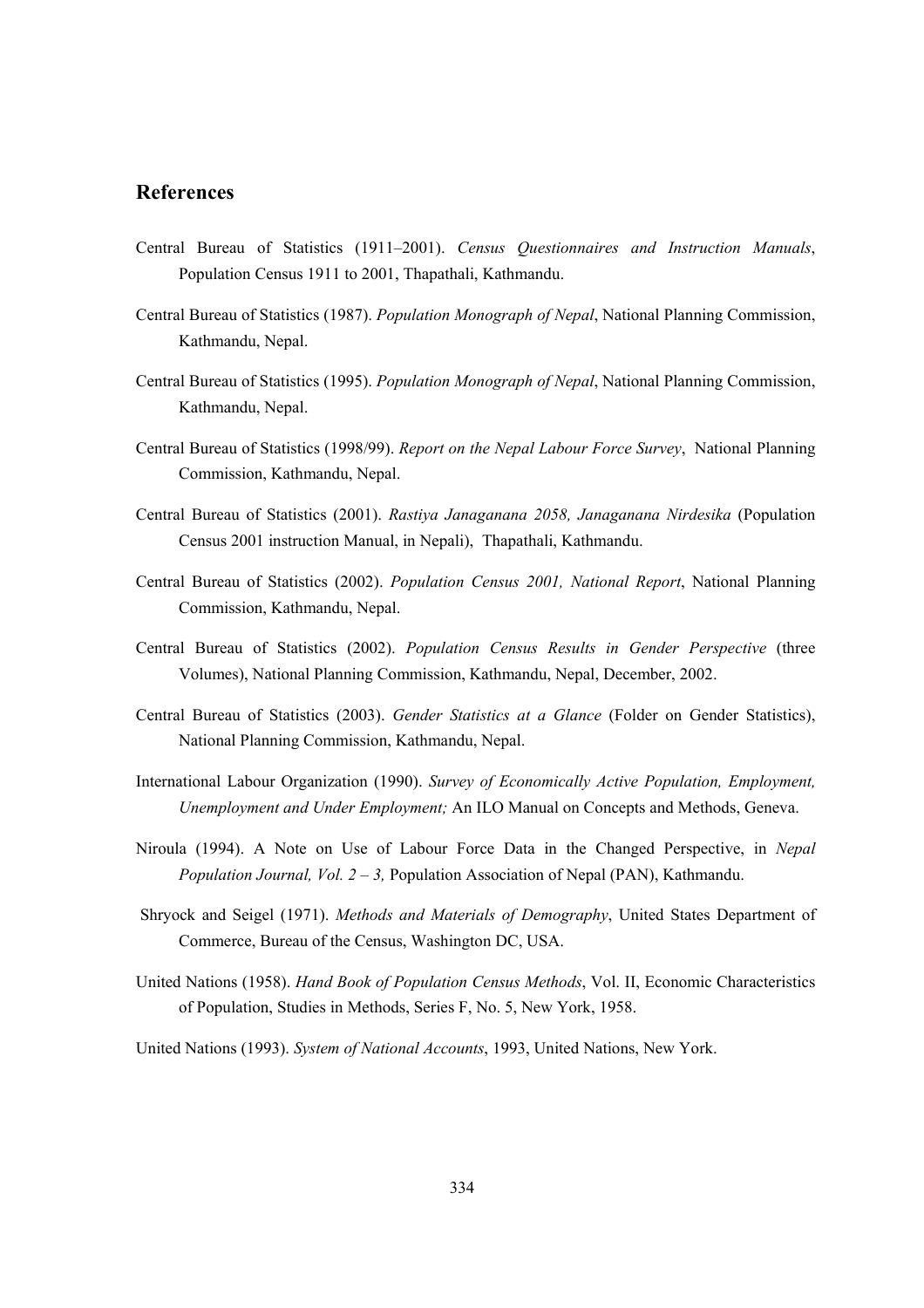## References

Central Bureau of Statistics (1911–2001). *Census Questionnaires and Instruction Manuals*, Population Census 1911 to 2001, Thapathali, Kathmandu.

Central Bureau of Statistics (1987). *Population Monograph of Nepal*, National Planning Commission, Kathmandu, Nepal.

Central Bureau of Statistics (1995). *Population Monograph of Nepal*, National Planning Commission, Kathmandu, Nepal.

Central Bureau of Statistics (1998/99). *Report on the Nepal Labour Force Survey*, National Planning Commission, Kathmandu, Nepal.

Central Bureau of Statistics (2001). *Rastiya Janaganana 2058, Janaganana Nirdesika* (Population Census 2001 instruction Manual, in Nepali), Thapathali, Kathmandu.

Central Bureau of Statistics (2002). *Population Census 2001, National Report*, National Planning Commission, Kathmandu, Nepal.

Central Bureau of Statistics (2002). *Population Census Results in Gender Perspective* (three Volumes), National Planning Commission, Kathmandu, Nepal, December, 2002.

Central Bureau of Statistics (2003). *Gender Statistics at a Glance* (Folder on Gender Statistics), National Planning Commission, Kathmandu, Nepal.

International Labour Organization (1990). *Survey of Economically Active Population, Employment, Unemployment and Under Employment;* An ILO Manual on Concepts and Methods, Geneva.

Niroula (1994). A Note on Use of Labour Force Data in the Changed Perspective, in *Nepal Population Journal, Vol. 2 – 3,* Population Association of Nepal (PAN), Kathmandu.

Shryock and Seigel (1971). *Methods and Materials of Demography*, United States Department of Commerce, Bureau of the Census, Washington DC, USA.

United Nations (1958). *Hand Book of Population Census Methods*, Vol. II, Economic Characteristics of Population, Studies in Methods, Series F, No. 5, New York, 1958.

United Nations (1993). *System of National Accounts*, 1993, United Nations, New York.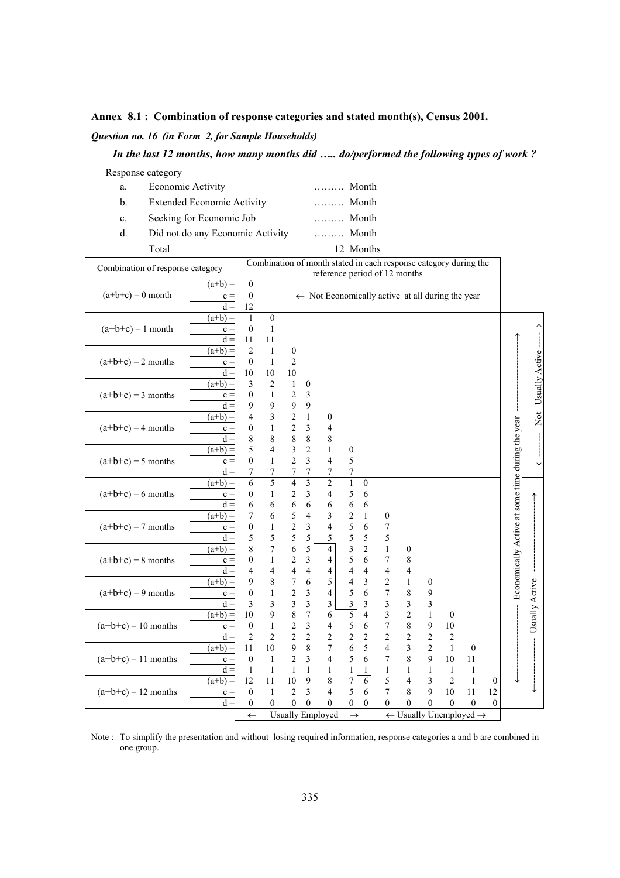**Annex 8.1 : Combination of response categories and stated month(s), Census 2001.**

***Question no. 16 (in Form 2, for Sample Households)***

***In the last 12 months, how many months did ….. do/performed the following types of work ?***

Response category

| | | | |
|---|---|---|---|
| a. | Economic Activity | ……… | Month |
| b. | Extended Economic Activity | ……… | Month |
| c. | Seeking for Economic Job | ……… | Month |
| d. | Did not do any Economic Activity | ……… | Month |
| | Total | | 12 Months |

| Combination of response category | | Combination of month stated in each response category during the reference period of 12 months | | | | | | | | | | | | |
|---|---|---|---|---|---|---|---|---|---|---|---|---|---|---|
| (a+b+c) = 0 month | (a+b) = | 0 | ← Not Economically active at all during the year | | | | | | | | | | | |
| | c = | 0 | | | | | | | | | | | | |
| | d = | 12 | | | | | | | | | | | | |
| (a+b+c) = 1 month | (a+b) = | 1 | 0 | | | | | | | | | | | |
| | c = | 0 | 1 | | | | | | | | | | | |
| | d = | 11 | 11 | | | | | | | | | | | |
| (a+b+c) = 2 months | (a+b) = | 2 | 1 | 0 | | | | | | | | | | |
| | c = | 0 | 1 | 2 | | | | | | | | | | |
| | d = | 10 | 10 | 10 | | | | | | | | | | |
| (a+b+c) = 3 months | (a+b) = | 3 | 2 | 1 | 0 | | | | | | | | | |
| | c = | 0 | 1 | 2 | 3 | | | | | | | | | |
| | d = | 9 | 9 | 9 | 9 | | | | | | | | | |
| (a+b+c) = 4 months | (a+b) = | 4 | 3 | 2 | 1 | 0 | | | | | | | | |
| | c = | 0 | 1 | 2 | 3 | 4 | | | | | | | | |
| | d = | 8 | 8 | 8 | 8 | 8 | | | | | | | | |
| (a+b+c) = 5 months | (a+b) = | 5 | 4 | 3 | 2 | 1 | 0 | | | | | | | |
| | c = | 0 | 1 | 2 | 3 | 4 | 5 | | | | | | | |
| | d = | 7 | 7 | 7 | 7 | 7 | 7 | | | | | | | |
| (a+b+c) = 6 months | (a+b) = | 6 | 5 | 4 | 3 | 2 | 1 | 0 | | | | | | |
| | c = | 0 | 1 | 2 | 3 | 4 | 5 | 6 | | | | | | |
| | d = | 6 | 6 | 6 | 6 | 6 | 6 | 6 | | | | | | |
| (a+b+c) = 7 months | (a+b) = | 7 | 6 | 5 | 4 | 3 | 2 | 1 | 0 | | | | | |
| | c = | 0 | 1 | 2 | 3 | 4 | 5 | 6 | 7 | | | | | |
| | d = | 5 | 5 | 5 | 5 | 5 | 5 | 5 | 5 | | | | | |
| (a+b+c) = 8 months | (a+b) = | 8 | 7 | 6 | 5 | 4 | 3 | 2 | 1 | 0 | | | | |
| | c = | 0 | 1 | 2 | 3 | 4 | 5 | 6 | 7 | 8 | | | | |
| | d = | 4 | 4 | 4 | 4 | 4 | 4 | 4 | 4 | 4 | | | | |
| (a+b+c) = 9 months | (a+b) = | 9 | 8 | 7 | 6 | 5 | 4 | 3 | 2 | 1 | 0 | | | |
| | c = | 0 | 1 | 2 | 3 | 4 | 5 | 6 | 7 | 8 | 9 | | | |
| | d = | 3 | 3 | 3 | 3 | 3 | 3 | 3 | 3 | 3 | 3 | | | |
| (a+b+c) = 10 months | (a+b) = | 10 | 9 | 8 | 7 | 6 | 5 | 4 | 3 | 2 | 1 | 0 | | |
| | c = | 0 | 1 | 2 | 3 | 4 | 5 | 6 | 7 | 8 | 9 | 10 | | |
| | d = | 2 | 2 | 2 | 2 | 2 | 2 | 2 | 2 | 2 | 2 | 2 | | |
| (a+b+c) = 11 months | (a+b) = | 11 | 10 | 9 | 8 | 7 | 6 | 5 | 4 | 3 | 2 | 1 | 0 | |
| | c = | 0 | 1 | 2 | 3 | 4 | 5 | 6 | 7 | 8 | 9 | 10 | 11 | |
| | d = | 1 | 1 | 1 | 1 | 1 | 1 | 1 | 1 | 1 | 1 | 1 | 1 | |
| (a+b+c) = 12 months | (a+b) = | 12 | 11 | 10 | 9 | 8 | 7 | 6 | 5 | 4 | 3 | 2 | 1 | 0 |
| | c = | 0 | 1 | 2 | 3 | 4 | 5 | 6 | 7 | 8 | 9 | 10 | 11 | 12 |
| | d = | 0 | 0 | 0 | 0 | 0 | 0 | 0 | 0 | 0 | 0 | 0 | 0 | 0 |
| | | ← Usually Employed → | | | | | | | ← Usually Unemployed → | | | | | |

Side labels: (a+b+c) = 1 to 12 months: Economically Active at some time during the year; (a+b+c) = 1 to 5 months: Not Usually Active; (a+b+c) = 6 to 12 months: Usually Active.

Note : To simplify the presentation and without losing required information, response categories a and b are combined in one group.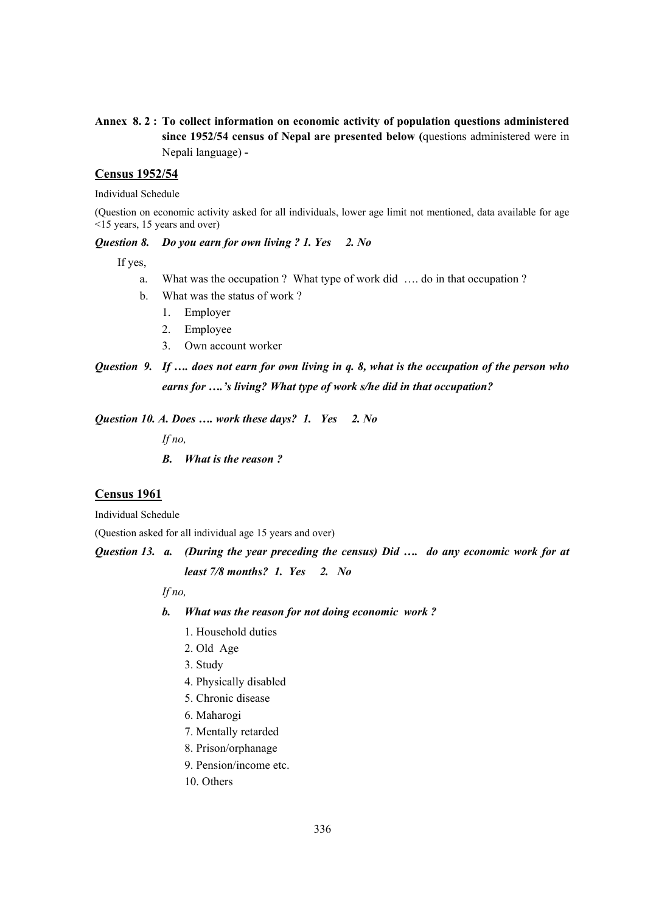**Annex 8. 2 : To collect information on economic activity of population questions administered since 1952/54 census of Nepal are presented below (**questions administered were in Nepali language) **-**

## Census 1952/54

Individual Schedule

(Question on economic activity asked for all individuals, lower age limit not mentioned, data available for age <15 years, 15 years and over)

***Question 8. Do you earn for own living ? 1. Yes 2. No***

If yes,

a. What was the occupation ? What type of work did …. do in that occupation ?
b. What was the status of work ?
   1. Employer
   2. Employee
   3. Own account worker

***Question 9. If …. does not earn for own living in q. 8, what is the occupation of the person who earns for ….'s living? What type of work s/he did in that occupation?***

***Question 10. A. Does …. work these days? 1. Yes 2. No***

*If no,*

***B. What is the reason ?***

## Census 1961

Individual Schedule

(Question asked for all individual age 15 years and over)

***Question 13. a. (During the year preceding the census) Did …. do any economic work for at least 7/8 months? 1. Yes 2. No***

*If no,*

***b. What was the reason for not doing economic work ?***

1. Household duties
2. Old Age
3. Study
4. Physically disabled
5. Chronic disease
6. Maharogi
7. Mentally retarded
8. Prison/orphanage
9. Pension/income etc.
10. Others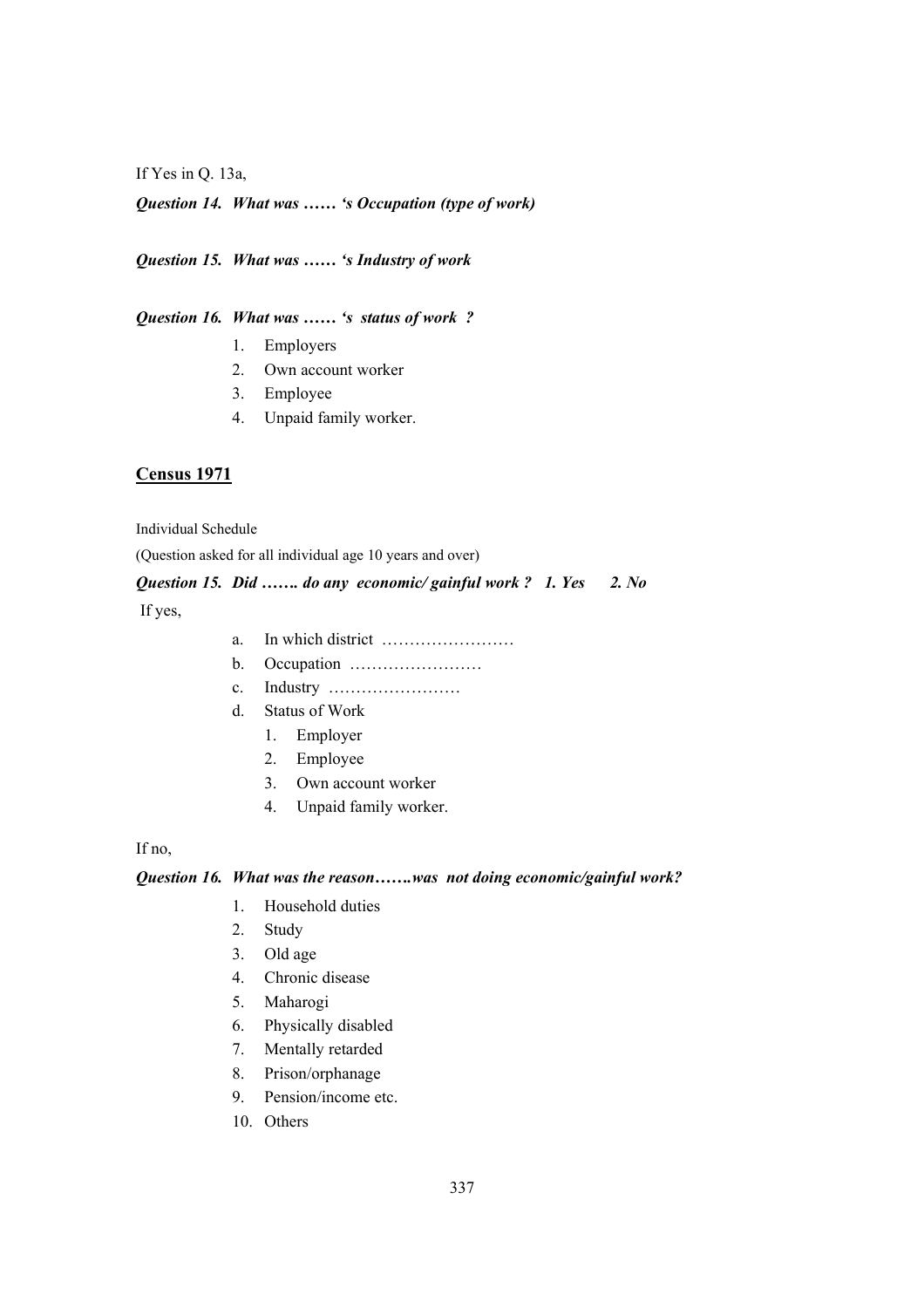If Yes in Q. 13a,

***Question 14. What was …… 's Occupation (type of work)***

***Question 15. What was …… 's Industry of work***

***Question 16. What was …… 's status of work ?***

1. Employers
2. Own account worker
3. Employee
4. Unpaid family worker.

## <u>Census 1971</u>

Individual Schedule

(Question asked for all individual age 10 years and over)

***Question 15. Did ……. do any economic/ gainful work ? 1. Yes 2. No***

If yes,

a. In which district ……………………
b. Occupation ……………………
c. Industry ……………………
d. Status of Work
    1. Employer
    2. Employee
    3. Own account worker
    4. Unpaid family worker.

If no,

***Question 16. What was the reason…….was not doing economic/gainful work?***

1. Household duties
2. Study
3. Old age
4. Chronic disease
5. Maharogi
6. Physically disabled
7. Mentally retarded
8. Prison/orphanage
9. Pension/income etc.
10. Others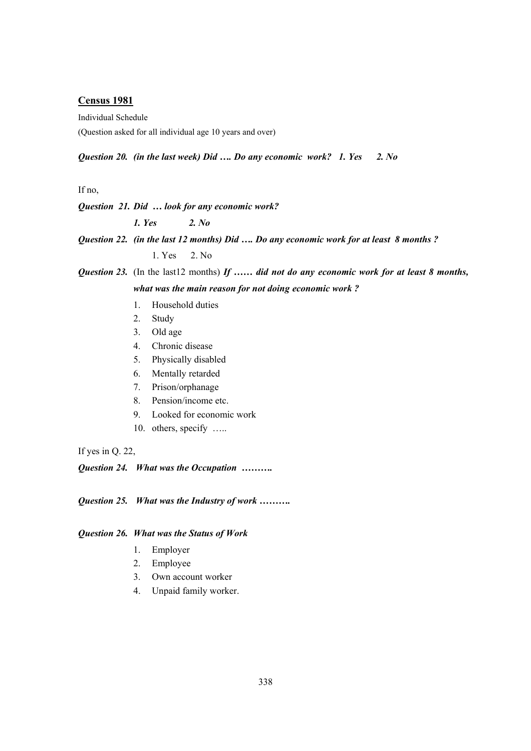**Census 1981**

Individual Schedule

(Question asked for all individual age 10 years and over)

***Question 20. (in the last week) Did …. Do any economic work? 1. Yes 2. No***

If no,

***Question 21. Did … look for any economic work?***

***1. Yes 2. No***

***Question 22. (in the last 12 months) Did …. Do any economic work for at least 8 months ?***

1. Yes 2. No

***Question 23.*** (In the last12 months) ***If …… did not do any economic work for at least 8 months, what was the main reason for not doing economic work ?***

1. Household duties
2. Study
3. Old age
4. Chronic disease
5. Physically disabled
6. Mentally retarded
7. Prison/orphanage
8. Pension/income etc.
9. Looked for economic work
10. others, specify …..

If yes in Q. 22,

***Question 24. What was the Occupation ……….***

***Question 25. What was the Industry of work ……….***

***Question 26. What was the Status of Work***

1. Employer
2. Employee
3. Own account worker
4. Unpaid family worker.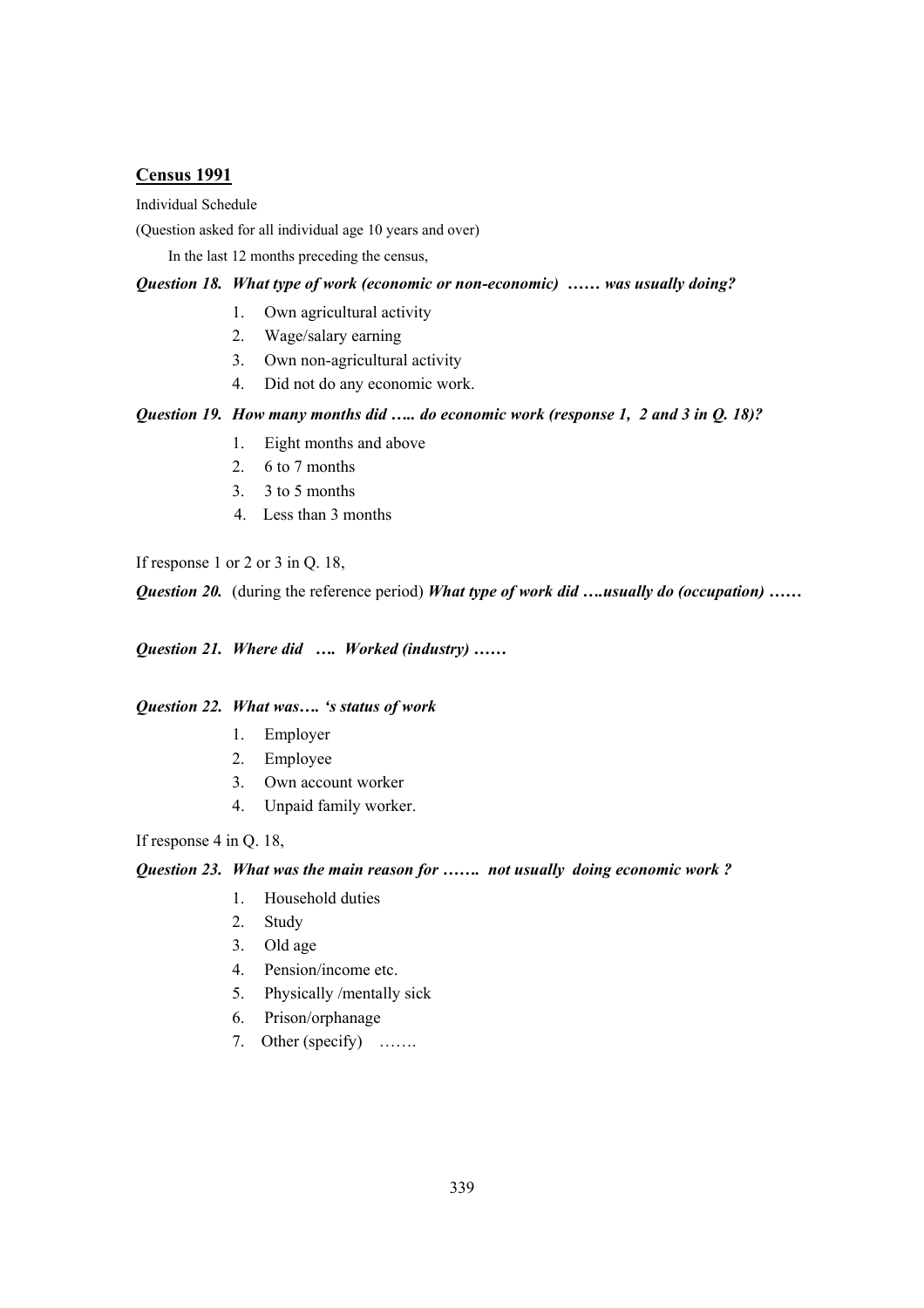## Census 1991

Individual Schedule

(Question asked for all individual age 10 years and over)

In the last 12 months preceding the census,

***Question 18. What type of work (economic or non-economic) …… was usually doing?***

1. Own agricultural activity
2. Wage/salary earning
3. Own non-agricultural activity
4. Did not do any economic work.

***Question 19. How many months did ….. do economic work (response 1, 2 and 3 in Q. 18)?***

1. Eight months and above
2. 6 to 7 months
3. 3 to 5 months
4. Less than 3 months

If response 1 or 2 or 3 in Q. 18,

***Question 20.*** (during the reference period) ***What type of work did ….usually do (occupation) ……***

***Question 21. Where did …. Worked (industry) ……***

***Question 22. What was…. 's status of work***

1. Employer
2. Employee
3. Own account worker
4. Unpaid family worker.

If response 4 in Q. 18,

***Question 23. What was the main reason for ……. not usually doing economic work ?***

1. Household duties
2. Study
3. Old age
4. Pension/income etc.
5. Physically /mentally sick
6. Prison/orphanage
7. Other (specify) …….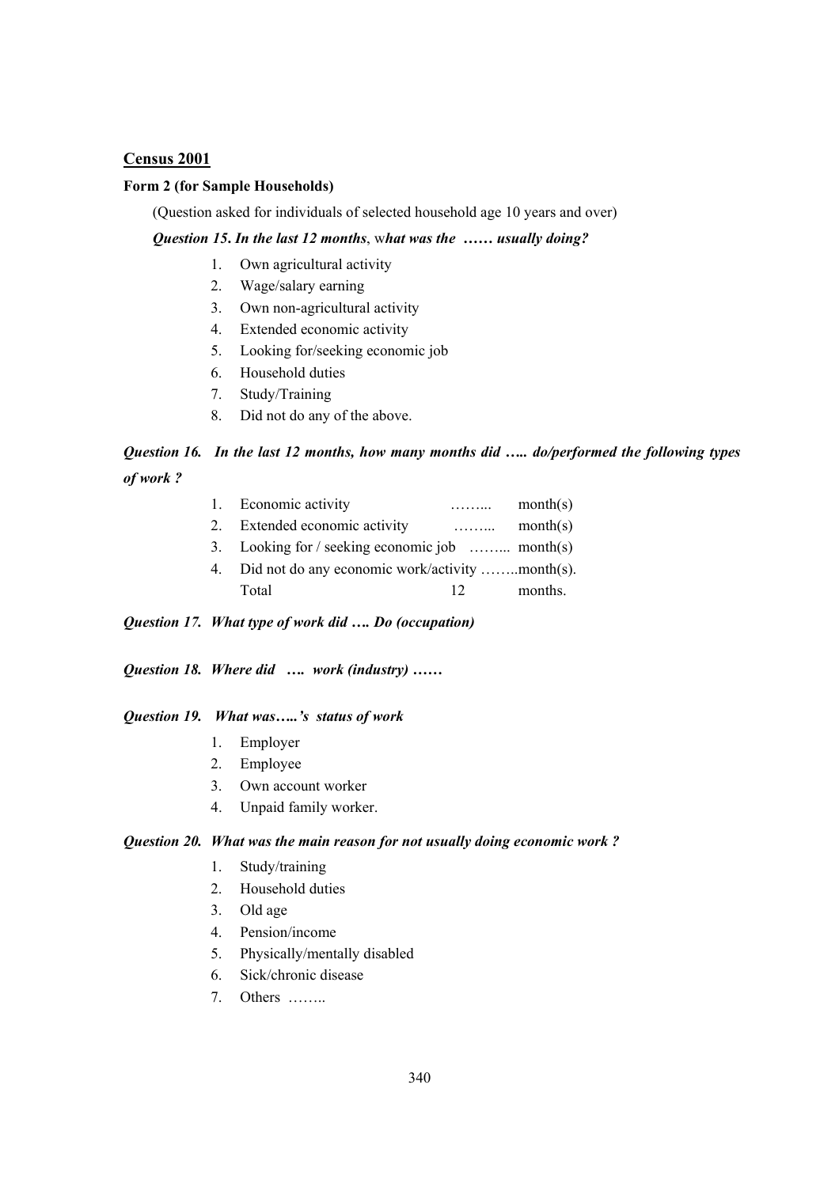## Census 2001

**Form 2 (for Sample Households)**

(Question asked for individuals of selected household age 10 years and over)

***Question 15. In the last 12 months*, *what was the …… usually doing?***

1. Own agricultural activity
2. Wage/salary earning
3. Own non-agricultural activity
4. Extended economic activity
5. Looking for/seeking economic job
6. Household duties
7. Study/Training
8. Did not do any of the above.

***Question 16. In the last 12 months, how many months did ….. do/performed the following types of work ?***

| | | | |
|---|---|---|---|
| 1. | Economic activity | …….. | month(s) |
| 2. | Extended economic activity | …….. | month(s) |
| 3. | Looking for / seeking economic job | …….. | month(s) |
| 4. | Did not do any economic work/activity | …….. | month(s). |
| | Total | 12 | months. |

***Question 17. What type of work did …. Do (occupation)***

***Question 18. Where did …. work (industry) ……***

***Question 19. What was…..'s status of work***

1. Employer
2. Employee
3. Own account worker
4. Unpaid family worker.

***Question 20. What was the main reason for not usually doing economic work ?***

1. Study/training
2. Household duties
3. Old age
4. Pension/income
5. Physically/mentally disabled
6. Sick/chronic disease
7. Others ……..